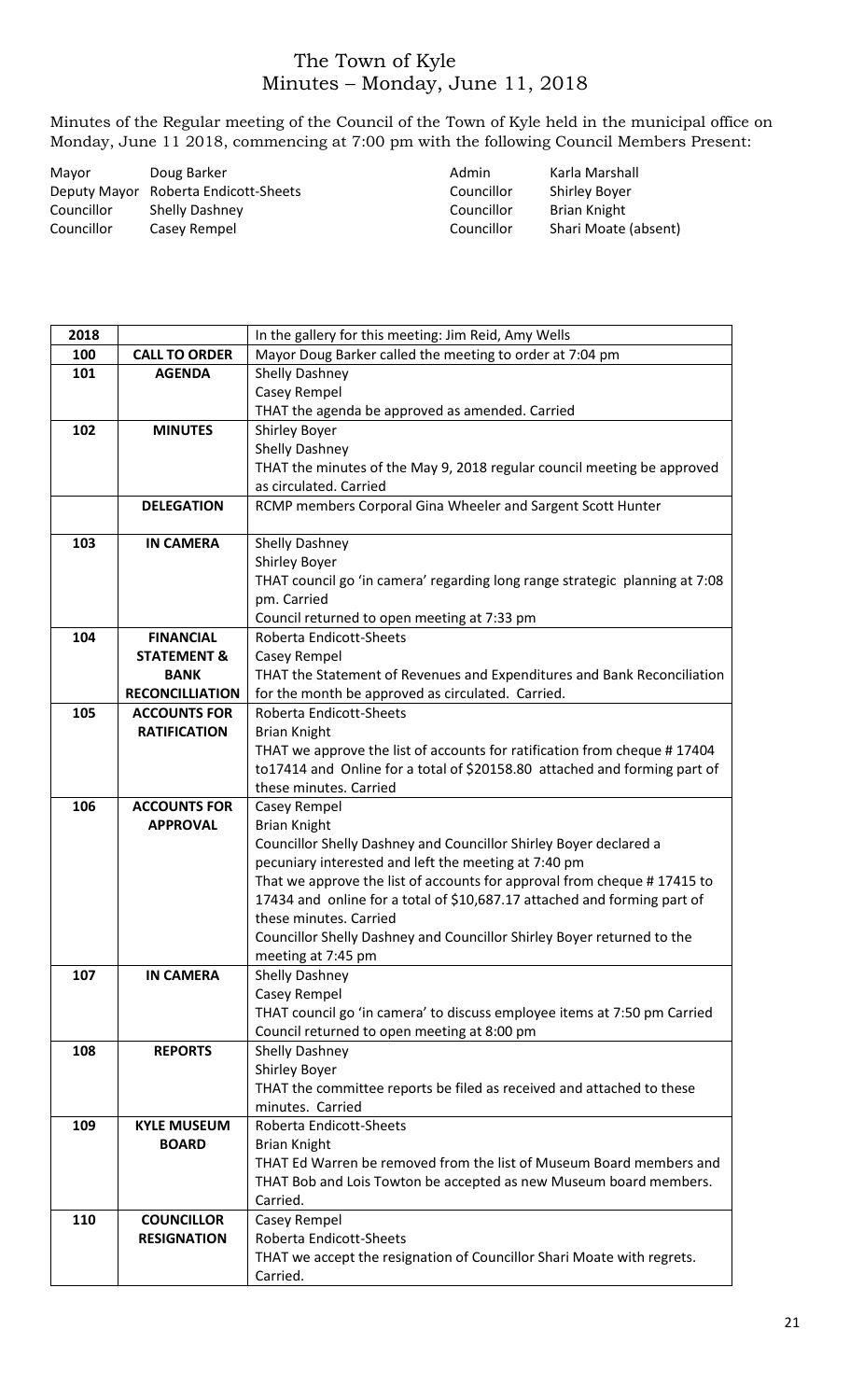# The Town of Kyle
## Minutes – Monday, June 11, 2018

Minutes of the Regular meeting of the Council of the Town of Kyle held in the municipal office on Monday, June 11 2018, commencing at 7:00 pm with the following Council Members Present:

| | | | |
|---|---|---|---|
| Mayor | Doug Barker | Admin | Karla Marshall |
| Deputy Mayor | Roberta Endicott-Sheets | Councillor | Shirley Boyer |
| Councillor | Shelly Dashney | Councillor | Brian Knight |
| Councillor | Casey Rempel | Councillor | Shari Moate (absent) |

| 2018 | | In the gallery for this meeting: Jim Reid, Amy Wells |
|---|---|---|
| 100 | **CALL TO ORDER** | Mayor Doug Barker called the meeting to order at 7:04 pm |
| 101 | **AGENDA** | Shelly Dashney<br>Casey Rempel<br>THAT the agenda be approved as amended. Carried |
| 102 | **MINUTES** | Shirley Boyer<br>Shelly Dashney<br>THAT the minutes of the May 9, 2018 regular council meeting be approved as circulated. Carried |
| | **DELEGATION** | RCMP members Corporal Gina Wheeler and Sargent Scott Hunter |
| 103 | **IN CAMERA** | Shelly Dashney<br>Shirley Boyer<br>THAT council go 'in camera' regarding long range strategic planning at 7:08 pm. Carried<br>Council returned to open meeting at 7:33 pm |
| 104 | **FINANCIAL STATEMENT & BANK RECONCILLIATION** | Roberta Endicott-Sheets<br>Casey Rempel<br>THAT the Statement of Revenues and Expenditures and Bank Reconciliation for the month be approved as circulated. Carried. |
| 105 | **ACCOUNTS FOR RATIFICATION** | Roberta Endicott-Sheets<br>Brian Knight<br>THAT we approve the list of accounts for ratification from cheque # 17404 to17414 and Online for a total of $20158.80 attached and forming part of these minutes. Carried |
| 106 | **ACCOUNTS FOR APPROVAL** | Casey Rempel<br>Brian Knight<br>Councillor Shelly Dashney and Councillor Shirley Boyer declared a pecuniary interested and left the meeting at 7:40 pm<br>That we approve the list of accounts for approval from cheque # 17415 to 17434 and online for a total of $10,687.17 attached and forming part of these minutes. Carried<br>Councillor Shelly Dashney and Councillor Shirley Boyer returned to the meeting at 7:45 pm |
| 107 | **IN CAMERA** | Shelly Dashney<br>Casey Rempel<br>THAT council go 'in camera' to discuss employee items at 7:50 pm Carried<br>Council returned to open meeting at 8:00 pm |
| 108 | **REPORTS** | Shelly Dashney<br>Shirley Boyer<br>THAT the committee reports be filed as received and attached to these minutes. Carried |
| 109 | **KYLE MUSEUM BOARD** | Roberta Endicott-Sheets<br>Brian Knight<br>THAT Ed Warren be removed from the list of Museum Board members and THAT Bob and Lois Towton be accepted as new Museum board members. Carried. |
| 110 | **COUNCILLOR RESIGNATION** | Casey Rempel<br>Roberta Endicott-Sheets<br>THAT we accept the resignation of Councillor Shari Moate with regrets. Carried. |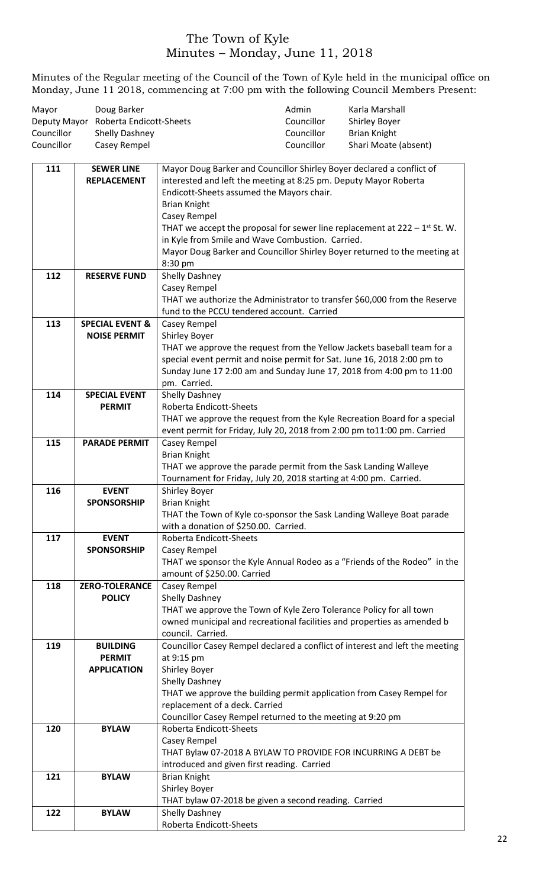# The Town of Kyle
## Minutes – Monday, June 11, 2018

Minutes of the Regular meeting of the Council of the Town of Kyle held in the municipal office on Monday, June 11 2018, commencing at 7:00 pm with the following Council Members Present:

| | | | |
|---|---|---|---|
| Mayor | Doug Barker | Admin | Karla Marshall |
| Deputy Mayor | Roberta Endicott-Sheets | Councillor | Shirley Boyer |
| Councillor | Shelly Dashney | Councillor | Brian Knight |
| Councillor | Casey Rempel | Councillor | Shari Moate (absent) |

| | | |
|---|---|---|
| 111 | **SEWER LINE REPLACEMENT** | Mayor Doug Barker and Councillor Shirley Boyer declared a conflict of interested and left the meeting at 8:25 pm. Deputy Mayor Roberta Endicott-Sheets assumed the Mayors chair.<br>Brian Knight<br>Casey Rempel<br>THAT we accept the proposal for sewer line replacement at 222 – 1st St. W. in Kyle from Smile and Wave Combustion. Carried.<br>Mayor Doug Barker and Councillor Shirley Boyer returned to the meeting at 8:30 pm |
| 112 | **RESERVE FUND** | Shelly Dashney<br>Casey Rempel<br>THAT we authorize the Administrator to transfer $60,000 from the Reserve fund to the PCCU tendered account. Carried |
| 113 | **SPECIAL EVENT & NOISE PERMIT** | Casey Rempel<br>Shirley Boyer<br>THAT we approve the request from the Yellow Jackets baseball team for a special event permit and noise permit for Sat. June 16, 2018 2:00 pm to Sunday June 17 2:00 am and Sunday June 17, 2018 from 4:00 pm to 11:00 pm. Carried. |
| 114 | **SPECIAL EVENT PERMIT** | Shelly Dashney<br>Roberta Endicott-Sheets<br>THAT we approve the request from the Kyle Recreation Board for a special event permit for Friday, July 20, 2018 from 2:00 pm to11:00 pm. Carried |
| 115 | **PARADE PERMIT** | Casey Rempel<br>Brian Knight<br>THAT we approve the parade permit from the Sask Landing Walleye Tournament for Friday, July 20, 2018 starting at 4:00 pm. Carried. |
| 116 | **EVENT SPONSORSHIP** | Shirley Boyer<br>Brian Knight<br>THAT the Town of Kyle co-sponsor the Sask Landing Walleye Boat parade with a donation of $250.00. Carried. |
| 117 | **EVENT SPONSORSHIP** | Roberta Endicott-Sheets<br>Casey Rempel<br>THAT we sponsor the Kyle Annual Rodeo as a "Friends of the Rodeo" in the amount of $250.00. Carried |
| 118 | **ZERO-TOLERANCE POLICY** | Casey Rempel<br>Shelly Dashney<br>THAT we approve the Town of Kyle Zero Tolerance Policy for all town owned municipal and recreational facilities and properties as amended b council. Carried. |
| 119 | **BUILDING PERMIT APPLICATION** | Councillor Casey Rempel declared a conflict of interest and left the meeting at 9:15 pm<br>Shirley Boyer<br>Shelly Dashney<br>THAT we approve the building permit application from Casey Rempel for replacement of a deck. Carried<br>Councillor Casey Rempel returned to the meeting at 9:20 pm |
| 120 | **BYLAW** | Roberta Endicott-Sheets<br>Casey Rempel<br>THAT Bylaw 07-2018 A BYLAW TO PROVIDE FOR INCURRING A DEBT be introduced and given first reading. Carried |
| 121 | **BYLAW** | Brian Knight<br>Shirley Boyer<br>THAT bylaw 07-2018 be given a second reading. Carried |
| 122 | **BYLAW** | Shelly Dashney<br>Roberta Endicott-Sheets |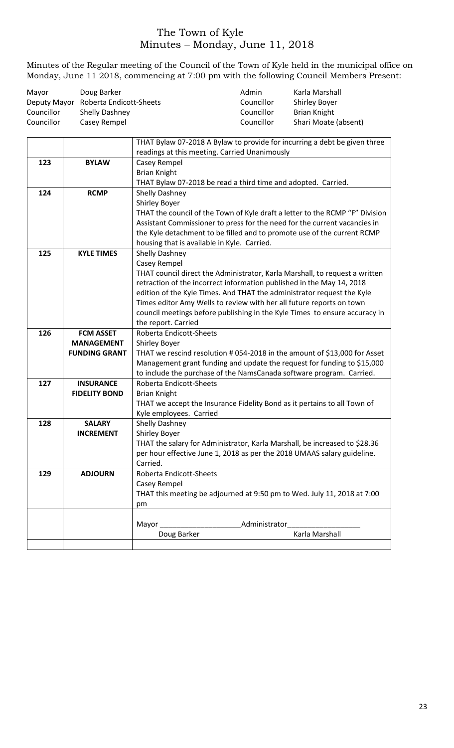# The Town of Kyle
## Minutes – Monday, June 11, 2018

Minutes of the Regular meeting of the Council of the Town of Kyle held in the municipal office on Monday, June 11 2018, commencing at 7:00 pm with the following Council Members Present:

| | | | |
|---|---|---|---|
| Mayor | Doug Barker | Admin | Karla Marshall |
| Deputy Mayor | Roberta Endicott-Sheets | Councillor | Shirley Boyer |
| Councillor | Shelly Dashney | Councillor | Brian Knight |
| Councillor | Casey Rempel | Councillor | Shari Moate (absent) |

| | | |
|---|---|---|
| | | THAT Bylaw 07-2018 A Bylaw to provide for incurring a debt be given three readings at this meeting. Carried Unanimously |
| 123 | **BYLAW** | Casey Rempel<br>Brian Knight<br>THAT Bylaw 07-2018 be read a third time and adopted. Carried. |
| 124 | **RCMP** | Shelly Dashney<br>Shirley Boyer<br>THAT the council of the Town of Kyle draft a letter to the RCMP "F" Division Assistant Commissioner to press for the need for the current vacancies in the Kyle detachment to be filled and to promote use of the current RCMP housing that is available in Kyle. Carried. |
| 125 | **KYLE TIMES** | Shelly Dashney<br>Casey Rempel<br>THAT council direct the Administrator, Karla Marshall, to request a written retraction of the incorrect information published in the May 14, 2018 edition of the Kyle Times. And THAT the administrator request the Kyle Times editor Amy Wells to review with her all future reports on town council meetings before publishing in the Kyle Times to ensure accuracy in the report. Carried |
| 126 | **FCM ASSET MANAGEMENT FUNDING GRANT** | Roberta Endicott-Sheets<br>Shirley Boyer<br>THAT we rescind resolution # 054-2018 in the amount of $13,000 for Asset Management grant funding and update the request for funding to $15,000 to include the purchase of the NamsCanada software program. Carried. |
| 127 | **INSURANCE FIDELITY BOND** | Roberta Endicott-Sheets<br>Brian Knight<br>THAT we accept the Insurance Fidelity Bond as it pertains to all Town of Kyle employees. Carried |
| 128 | **SALARY INCREMENT** | Shelly Dashney<br>Shirley Boyer<br>THAT the salary for Administrator, Karla Marshall, be increased to $28.36 per hour effective June 1, 2018 as per the 2018 UMAAS salary guideline. Carried. |
| 129 | **ADJOURN** | Roberta Endicott-Sheets<br>Casey Rempel<br>THAT this meeting be adjourned at 9:50 pm to Wed. July 11, 2018 at 7:00 pm |
| | | Mayor \_\_\_\_\_\_\_\_\_\_\_\_\_\_\_\_\_\_\_\_ Administrator\_\_\_\_\_\_\_\_\_\_\_\_\_\_\_\_\_\_<br>Doug Barker Karla Marshall |